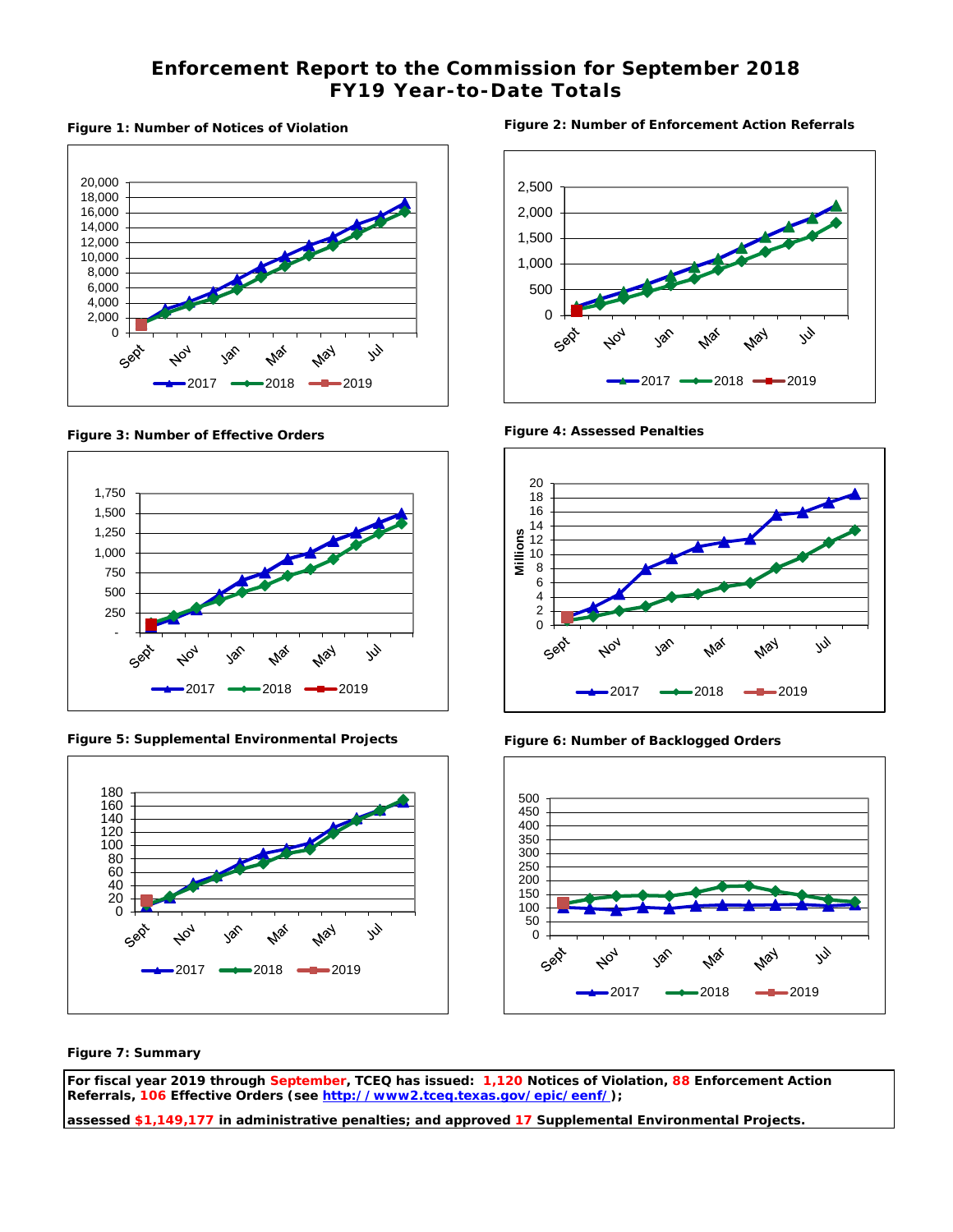# Enforcement Report to the Commission for September 2018
## FY19 Year-to-Date Totals

**Figure 1: Number of Notices of Violation**

**Figure 2: Number of Enforcement Action Referrals**

**Figure 3: Number of Effective Orders**

**Figure 4: Assessed Penalties**

**Figure 5: Supplemental Environmental Projects**

**Figure 6: Number of Backlogged Orders**

**Figure 7: Summary**

**For fiscal year 2019 through September, TCEQ has issued: 1,120 Notices of Violation, 88 Enforcement Action Referrals, 106 Effective Orders (see http://www2.tceq.texas.gov/epic/eenf/);**

**assessed $1,149,177 in administrative penalties; and approved 17 Supplemental Environmental Projects.**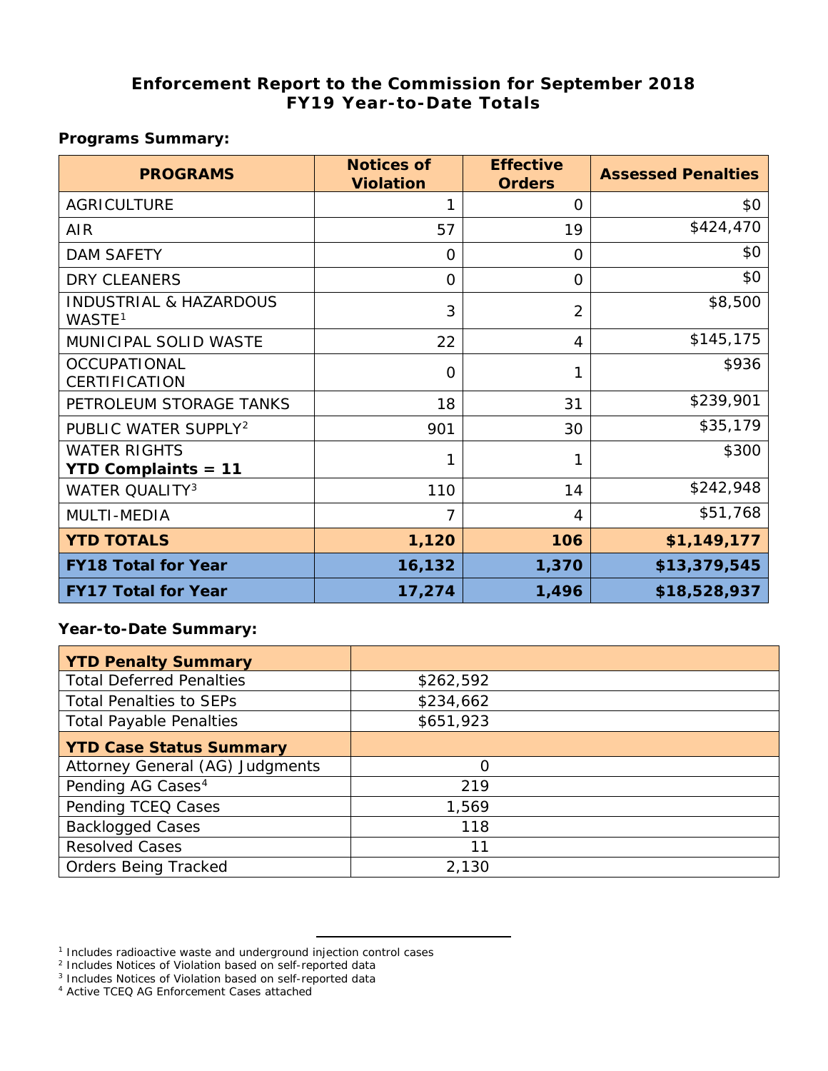# Enforcement Report to the Commission for September 2018
## FY19 Year-to-Date Totals

**Programs Summary:**

| PROGRAMS | Notices of Violation | Effective Orders | Assessed Penalties |
|---|---|---|---|
| AGRICULTURE | 1 | 0 | $0 |
| AIR | 57 | 19 | $424,470 |
| DAM SAFETY | 0 | 0 | $0 |
| DRY CLEANERS | 0 | 0 | $0 |
| INDUSTRIAL & HAZARDOUS WASTE[1] | 3 | 2 | $8,500 |
| MUNICIPAL SOLID WASTE | 22 | 4 | $145,175 |
| OCCUPATIONAL CERTIFICATION | 0 | 1 | $936 |
| PETROLEUM STORAGE TANKS | 18 | 31 | $239,901 |
| PUBLIC WATER SUPPLY[2] | 901 | 30 | $35,179 |
| WATER RIGHTS **YTD Complaints = 11** | 1 | 1 | $300 |
| WATER QUALITY[3] | 110 | 14 | $242,948 |
| MULTI-MEDIA | 7 | 4 | $51,768 |
| **YTD TOTALS** | **1,120** | **106** | **$1,149,177** |
| **FY18 Total for Year** | **16,132** | **1,370** | **$13,379,545** |
| **FY17 Total for Year** | **17,274** | **1,496** | **$18,528,937** |

**Year-to-Date Summary:**

| **YTD Penalty Summary** | |
|---|---|
| Total Deferred Penalties | $262,592 |
| Total Penalties to SEPs | $234,662 |
| Total Payable Penalties | $651,923 |
| **YTD Case Status Summary** | |
| Attorney General (AG) Judgments | 0 |
| Pending AG Cases[4] | 219 |
| Pending TCEQ Cases | 1,569 |
| Backlogged Cases | 118 |
| Resolved Cases | 11 |
| Orders Being Tracked | 2,130 |

---

[1] Includes radioactive waste and underground injection control cases

[2] Includes Notices of Violation based on self-reported data

[3] Includes Notices of Violation based on self-reported data

[4] Active TCEQ AG Enforcement Cases attached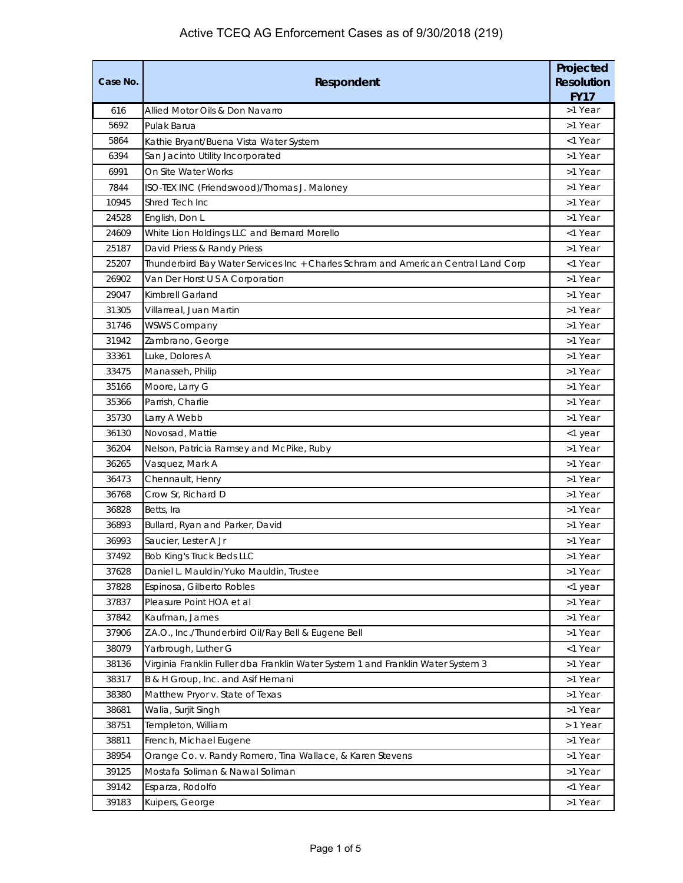# Active TCEQ AG Enforcement Cases as of 9/30/2018 (219)

| Case No. | Respondent | Projected Resolution FY17 |
|---|---|---|
| 616 | Allied Motor Oils & Don Navarro | >1 Year |
| 5692 | Pulak Barua | >1 Year |
| 5864 | Kathie Bryant/Buena Vista Water System | <1 Year |
| 6394 | San Jacinto Utility Incorporated | >1 Year |
| 6991 | On Site Water Works | >1 Year |
| 7844 | ISO-TEX INC (Friendswood)/Thomas J. Maloney | >1 Year |
| 10945 | Shred Tech Inc | >1 Year |
| 24528 | English, Don L | >1 Year |
| 24609 | White Lion Holdings LLC and Bernard Morello | <1 Year |
| 25187 | David Priess & Randy Priess | >1 Year |
| 25207 | Thunderbird Bay Water Services Inc + Charles Schram and American Central Land Corp | <1 Year |
| 26902 | Van Der Horst U S A Corporation | >1 Year |
| 29047 | Kimbrell Garland | >1 Year |
| 31305 | Villarreal, Juan Martin | >1 Year |
| 31746 | WSWS Company | >1 Year |
| 31942 | Zambrano, George | >1 Year |
| 33361 | Luke, Dolores A | >1 Year |
| 33475 | Manasseh, Philip | >1 Year |
| 35166 | Moore, Larry G | >1 Year |
| 35366 | Parrish, Charlie | >1 Year |
| 35730 | Larry A Webb | >1 Year |
| 36130 | Novosad, Mattie | <1 year |
| 36204 | Nelson, Patricia Ramsey and McPike, Ruby | >1 Year |
| 36265 | Vasquez, Mark A | >1 Year |
| 36473 | Chennault, Henry | >1 Year |
| 36768 | Crow Sr, Richard D | >1 Year |
| 36828 | Betts, Ira | >1 Year |
| 36893 | Bullard, Ryan and Parker, David | >1 Year |
| 36993 | Saucier, Lester A Jr | >1 Year |
| 37492 | Bob King's Truck Beds LLC | >1 Year |
| 37628 | Daniel L. Mauldin/Yuko Mauldin, Trustee | >1 Year |
| 37828 | Espinosa, Gilberto Robles | <1 year |
| 37837 | Pleasure Point HOA et al | >1 Year |
| 37842 | Kaufman, James | >1 Year |
| 37906 | Z.A.O., Inc./Thunderbird Oil/Ray Bell & Eugene Bell | >1 Year |
| 38079 | Yarbrough, Luther G | <1 Year |
| 38136 | Virginia Franklin Fuller dba Franklin Water System 1 and Franklin Water System 3 | >1 Year |
| 38317 | B & H Group, Inc. and Asif Hemani | >1 Year |
| 38380 | Matthew Pryor v. State of Texas | >1 Year |
| 38681 | Walia, Surjit Singh | >1 Year |
| 38751 | Templeton, William | > 1 Year |
| 38811 | French, Michael Eugene | >1 Year |
| 38954 | Orange Co. v. Randy Romero, Tina Wallace, & Karen Stevens | >1 Year |
| 39125 | Mostafa Soliman & Nawal Soliman | >1 Year |
| 39142 | Esparza, Rodolfo | <1 Year |
| 39183 | Kuipers, George | >1 Year |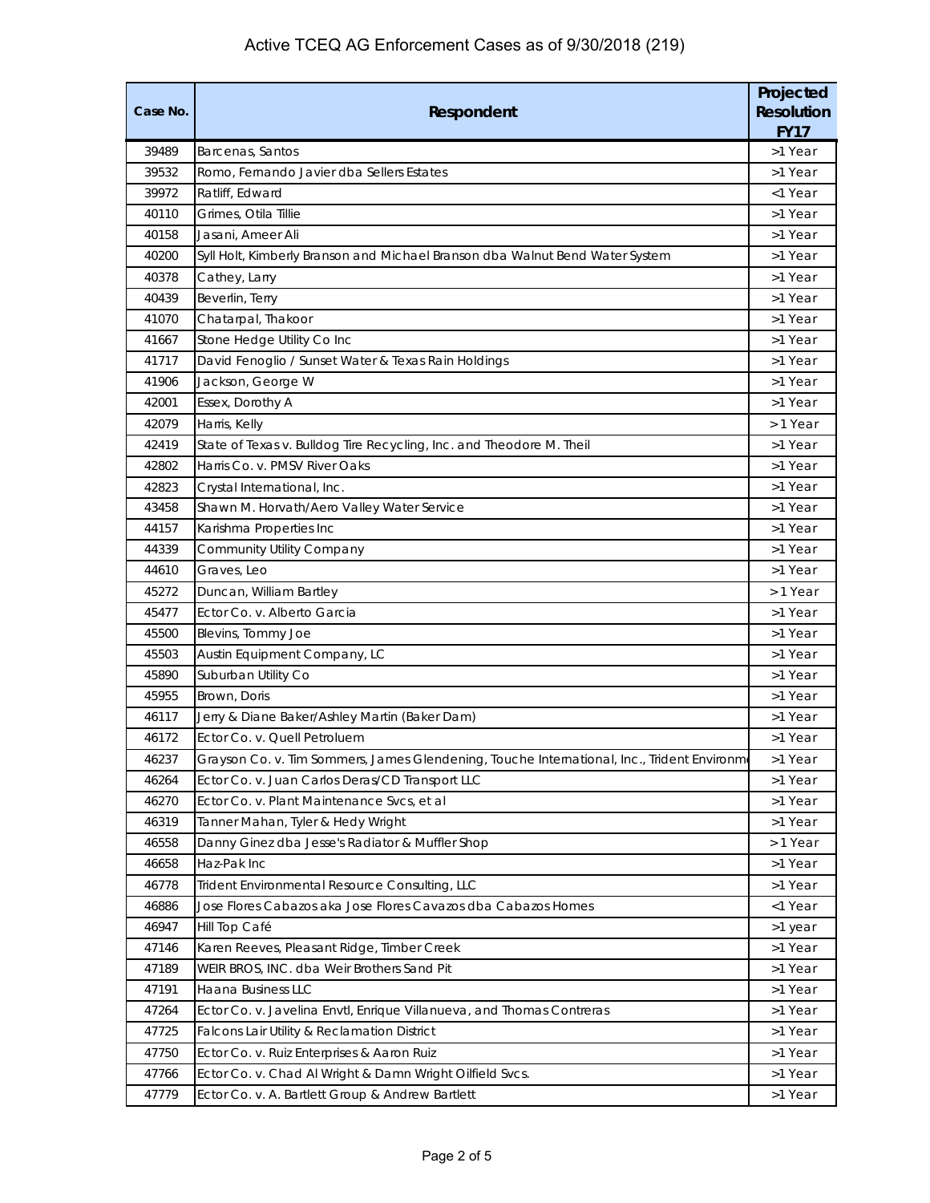# Active TCEQ AG Enforcement Cases as of 9/30/2018 (219)

| Case No. | Respondent | Projected Resolution FY17 |
|---|---|---|
| 39489 | Barcenas, Santos | >1 Year |
| 39532 | Romo, Fernando Javier dba Sellers Estates | >1 Year |
| 39972 | Ratliff, Edward | <1 Year |
| 40110 | Grimes, Otila Tillie | >1 Year |
| 40158 | Jasani, Ameer Ali | >1 Year |
| 40200 | Syll Holt, Kimberly Branson and Michael Branson dba Walnut Bend Water System | >1 Year |
| 40378 | Cathey, Larry | >1 Year |
| 40439 | Beverlin, Terry | >1 Year |
| 41070 | Chatarpal, Thakoor | >1 Year |
| 41667 | Stone Hedge Utility Co Inc | >1 Year |
| 41717 | David Fenoglio / Sunset Water & Texas Rain Holdings | >1 Year |
| 41906 | Jackson, George W | >1 Year |
| 42001 | Essex, Dorothy A | >1 Year |
| 42079 | Harris, Kelly | > 1 Year |
| 42419 | State of Texas v. Bulldog Tire Recycling, Inc. and Theodore M. Theil | >1 Year |
| 42802 | Harris Co. v. PMSV River Oaks | >1 Year |
| 42823 | Crystal International, Inc. | >1 Year |
| 43458 | Shawn M. Horvath/Aero Valley Water Service | >1 Year |
| 44157 | Karishma Properties Inc | >1 Year |
| 44339 | Community Utility Company | >1 Year |
| 44610 | Graves, Leo | >1 Year |
| 45272 | Duncan, William Bartley | > 1 Year |
| 45477 | Ector Co. v. Alberto Garcia | >1 Year |
| 45500 | Blevins, Tommy Joe | >1 Year |
| 45503 | Austin Equipment Company, LC | >1 Year |
| 45890 | Suburban Utility Co | >1 Year |
| 45955 | Brown, Doris | >1 Year |
| 46117 | Jerry & Diane Baker/Ashley Martin (Baker Dam) | >1 Year |
| 46172 | Ector Co. v. Quell Petroluem | >1 Year |
| 46237 | Grayson Co. v. Tim Sommers, James Glendening, Touche International, Inc., Trident Environme | >1 Year |
| 46264 | Ector Co. v. Juan Carlos Deras/CD Transport LLC | >1 Year |
| 46270 | Ector Co. v. Plant Maintenance Svcs, et al | >1 Year |
| 46319 | Tanner Mahan, Tyler & Hedy Wright | >1 Year |
| 46558 | Danny Ginez dba Jesse's Radiator & Muffler Shop | > 1 Year |
| 46658 | Haz-Pak Inc | >1 Year |
| 46778 | Trident Environmental Resource Consulting, LLC | >1 Year |
| 46886 | Jose Flores Cabazos aka Jose Flores Cavazos dba Cabazos Homes | <1 Year |
| 46947 | Hill Top Café | >1 year |
| 47146 | Karen Reeves, Pleasant Ridge, Timber Creek | >1 Year |
| 47189 | WEIR BROS, INC. dba Weir Brothers Sand Pit | >1 Year |
| 47191 | Haana Business LLC | >1 Year |
| 47264 | Ector Co. v. Javelina Envtl, Enrique Villanueva, and Thomas Contreras | >1 Year |
| 47725 | Falcons Lair Utility & Reclamation District | >1 Year |
| 47750 | Ector Co. v. Ruiz Enterprises & Aaron Ruiz | >1 Year |
| 47766 | Ector Co. v. Chad Al Wright & Damn Wright Oilfield Svcs. | >1 Year |
| 47779 | Ector Co. v. A. Bartlett Group & Andrew Bartlett | >1 Year |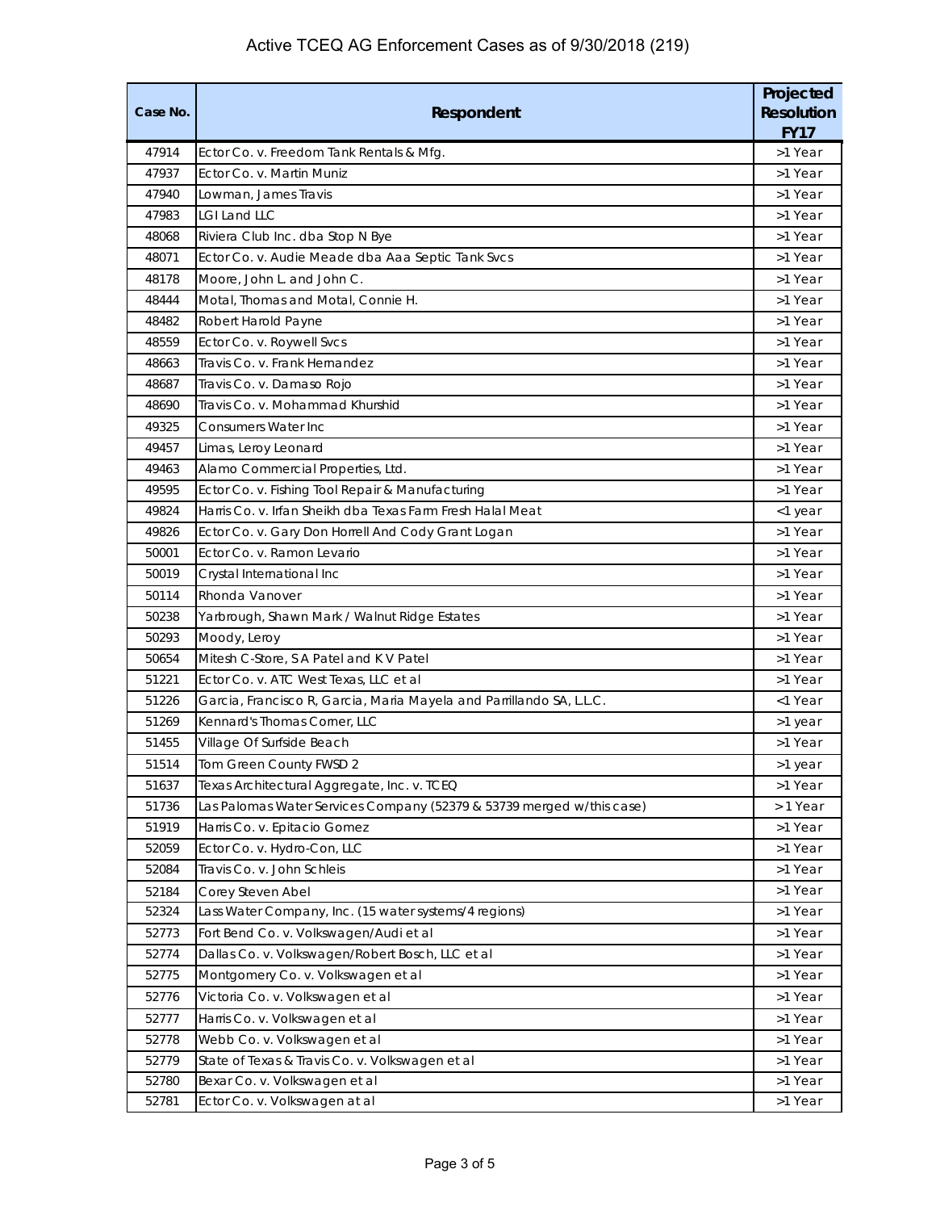# Active TCEQ AG Enforcement Cases as of 9/30/2018 (219)

| Case No. | Respondent | Projected Resolution FY17 |
|---|---|---|
| 47914 | Ector Co. v. Freedom Tank Rentals & Mfg. | >1 Year |
| 47937 | Ector Co. v. Martin Muniz | >1 Year |
| 47940 | Lowman, James Travis | >1 Year |
| 47983 | LGI Land LLC | >1 Year |
| 48068 | Riviera Club Inc. dba Stop N Bye | >1 Year |
| 48071 | Ector Co. v. Audie Meade dba Aaa Septic Tank Svcs | >1 Year |
| 48178 | Moore, John L. and John C. | >1 Year |
| 48444 | Motal, Thomas and Motal, Connie H. | >1 Year |
| 48482 | Robert Harold Payne | >1 Year |
| 48559 | Ector Co. v. Roywell Svcs | >1 Year |
| 48663 | Travis Co. v. Frank Hernandez | >1 Year |
| 48687 | Travis Co. v. Damaso Rojo | >1 Year |
| 48690 | Travis Co. v. Mohammad Khurshid | >1 Year |
| 49325 | Consumers Water Inc | >1 Year |
| 49457 | Limas, Leroy Leonard | >1 Year |
| 49463 | Alamo Commercial Properties, Ltd. | >1 Year |
| 49595 | Ector Co. v. Fishing Tool Repair & Manufacturing | >1 Year |
| 49824 | Harris Co. v. Irfan Sheikh dba Texas Farm Fresh Halal Meat | <1 year |
| 49826 | Ector Co. v. Gary Don Horrell And Cody Grant Logan | >1 Year |
| 50001 | Ector Co. v. Ramon Levario | >1 Year |
| 50019 | Crystal International Inc | >1 Year |
| 50114 | Rhonda Vanover | >1 Year |
| 50238 | Yarbrough, Shawn Mark / Walnut Ridge Estates | >1 Year |
| 50293 | Moody, Leroy | >1 Year |
| 50654 | Mitesh C-Store, S A Patel and K V Patel | >1 Year |
| 51221 | Ector Co. v. ATC West Texas, LLC et al | >1 Year |
| 51226 | Garcia, Francisco R, Garcia, Maria Mayela and Parrillando SA, L.L.C. | <1 Year |
| 51269 | Kennard's Thomas Corner, LLC | >1 year |
| 51455 | Village Of Surfside Beach | >1 Year |
| 51514 | Tom Green County FWSD 2 | >1 year |
| 51637 | Texas Architectural Aggregate, Inc. v. TCEQ | >1 Year |
| 51736 | Las Palomas Water Services Company (52379 & 53739 merged w/this case) | > 1 Year |
| 51919 | Harris Co. v. Epitacio Gomez | >1 Year |
| 52059 | Ector Co. v. Hydro-Con, LLC | >1 Year |
| 52084 | Travis Co. v. John Schleis | >1 Year |
| 52184 | Corey Steven Abel | >1 Year |
| 52324 | Lass Water Company, Inc. (15 water systems/4 regions) | >1 Year |
| 52773 | Fort Bend Co. v. Volkswagen/Audi et al | >1 Year |
| 52774 | Dallas Co. v. Volkswagen/Robert Bosch, LLC et al | >1 Year |
| 52775 | Montgomery Co. v. Volkswagen et al | >1 Year |
| 52776 | Victoria Co. v. Volkswagen et al | >1 Year |
| 52777 | Harris Co. v. Volkswagen et al | >1 Year |
| 52778 | Webb Co. v. Volkswagen et al | >1 Year |
| 52779 | State of Texas & Travis Co. v. Volkswagen et al | >1 Year |
| 52780 | Bexar Co. v. Volkswagen et al | >1 Year |
| 52781 | Ector Co. v. Volkswagen at al | >1 Year |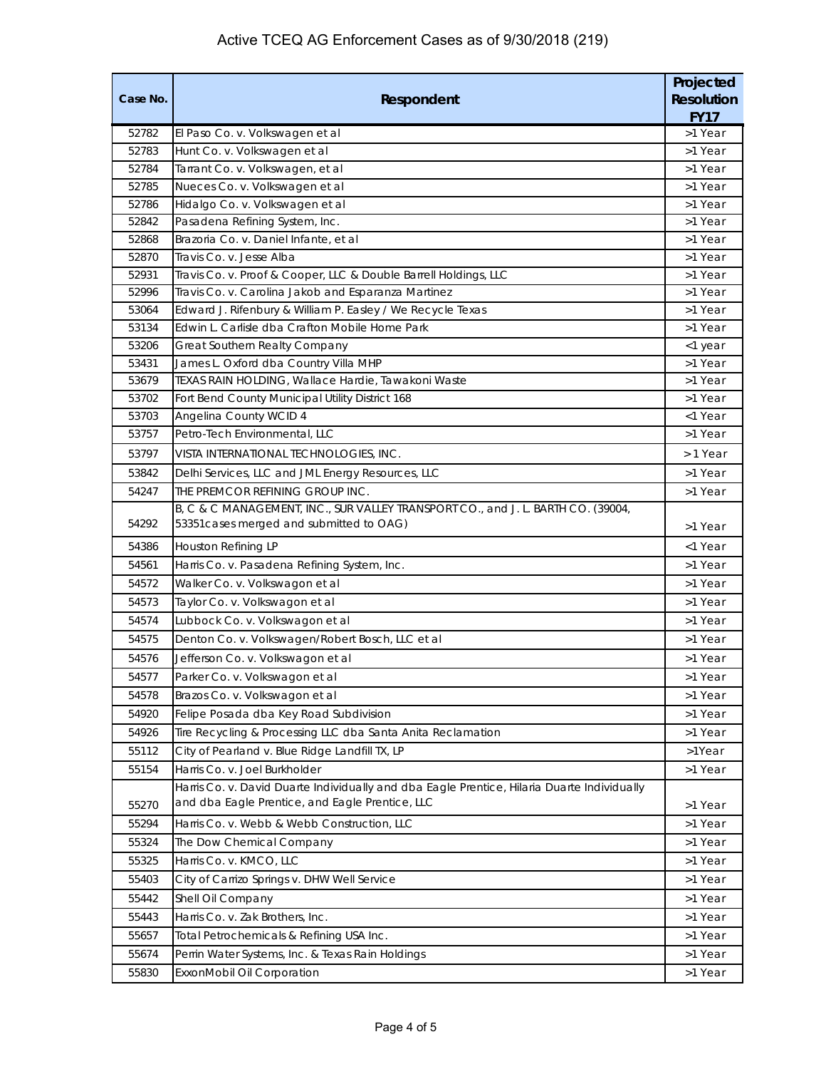# Active TCEQ AG Enforcement Cases as of 9/30/2018 (219)

| Case No. | Respondent | Projected Resolution FY17 |
|---|---|---|
| 52782 | El Paso Co. v. Volkswagen et al | >1 Year |
| 52783 | Hunt Co. v. Volkswagen et al | >1 Year |
| 52784 | Tarrant Co. v. Volkswagen, et al | >1 Year |
| 52785 | Nueces Co. v. Volkswagen et al | >1 Year |
| 52786 | Hidalgo Co. v. Volkswagen et al | >1 Year |
| 52842 | Pasadena Refining System, Inc. | >1 Year |
| 52868 | Brazoria Co. v. Daniel Infante, et al | >1 Year |
| 52870 | Travis Co. v. Jesse Alba | >1 Year |
| 52931 | Travis Co. v. Proof & Cooper, LLC & Double Barrell Holdings, LLC | >1 Year |
| 52996 | Travis Co. v. Carolina Jakob and Esparanza Martinez | >1 Year |
| 53064 | Edward J. Rifenbury & William P. Easley / We Recycle Texas | >1 Year |
| 53134 | Edwin L. Carlisle dba Crafton Mobile Home Park | >1 Year |
| 53206 | Great Southern Realty Company | <1 year |
| 53431 | James L. Oxford dba Country Villa MHP | >1 Year |
| 53679 | TEXAS RAIN HOLDING, Wallace Hardie, Tawakoni Waste | >1 Year |
| 53702 | Fort Bend County Municipal Utility District 168 | >1 Year |
| 53703 | Angelina County WCID 4 | <1 Year |
| 53757 | Petro-Tech Environmental, LLC | >1 Year |
| 53797 | VISTA INTERNATIONAL TECHNOLOGIES, INC. | > 1 Year |
| 53842 | Delhi Services, LLC and JML Energy Resources, LLC | >1 Year |
| 54247 | THE PREMCOR REFINING GROUP INC. | >1 Year |
| 54292 | B, C & C MANAGEMENT, INC., SUR VALLEY TRANSPORT CO., and J. L. BARTH CO. (39004, 53351cases merged and submitted to OAG) | >1 Year |
| 54386 | Houston Refining LP | <1 Year |
| 54561 | Harris Co. v. Pasadena Refining System, Inc. | >1 Year |
| 54572 | Walker Co. v. Volkswagon et al | >1 Year |
| 54573 | Taylor Co. v. Volkswagon et al | >1 Year |
| 54574 | Lubbock Co. v. Volkswagon et al | >1 Year |
| 54575 | Denton Co. v. Volkswagen/Robert Bosch, LLC et al | >1 Year |
| 54576 | Jefferson Co. v. Volkswagon et al | >1 Year |
| 54577 | Parker Co. v. Volkswagon et al | >1 Year |
| 54578 | Brazos Co. v. Volkswagon et al | >1 Year |
| 54920 | Felipe Posada dba Key Road Subdivision | >1 Year |
| 54926 | Tire Recycling & Processing LLC dba Santa Anita Reclamation | >1 Year |
| 55112 | City of Pearland v. Blue Ridge Landfill TX, LP | >1Year |
| 55154 | Harris Co. v. Joel Burkholder | >1 Year |
| 55270 | Harris Co. v. David Duarte Individually and dba Eagle Prentice, Hilaria Duarte Individually and dba Eagle Prentice, and Eagle Prentice, LLC | >1 Year |
| 55294 | Harris Co. v. Webb & Webb Construction, LLC | >1 Year |
| 55324 | The Dow Chemical Company | >1 Year |
| 55325 | Harris Co. v. KMCO, LLC | >1 Year |
| 55403 | City of Carrizo Springs v. DHW Well Service | >1 Year |
| 55442 | Shell Oil Company | >1 Year |
| 55443 | Harris Co. v. Zak Brothers, Inc. | >1 Year |
| 55657 | Total Petrochemicals & Refining USA Inc. | >1 Year |
| 55674 | Perrin Water Systems, Inc. & Texas Rain Holdings | >1 Year |
| 55830 | ExxonMobil Oil Corporation | >1 Year |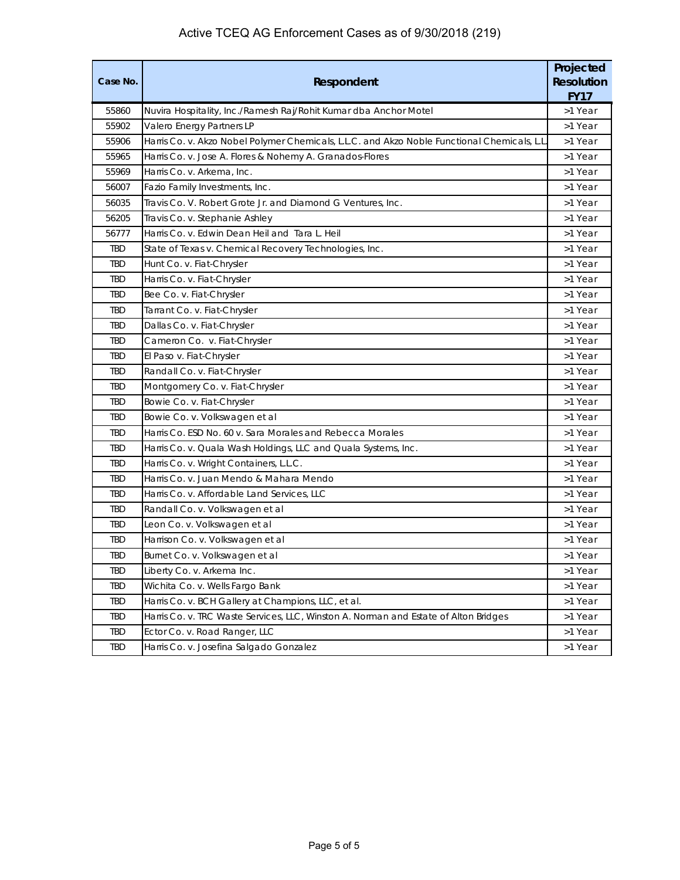# Active TCEQ AG Enforcement Cases as of 9/30/2018 (219)

| Case No. | Respondent | Projected Resolution FY17 |
|---|---|---|
| 55860 | Nuvira Hospitality, Inc./Ramesh Raj/Rohit Kumar dba Anchor Motel | >1 Year |
| 55902 | Valero Energy Partners LP | >1 Year |
| 55906 | Harris Co. v. Akzo Nobel Polymer Chemicals, L.L.C. and Akzo Noble Functional Chemicals, L.L. | >1 Year |
| 55965 | Harris Co. v. Jose A. Flores & Nohemy A. Granados-Flores | >1 Year |
| 55969 | Harris Co. v. Arkema, Inc. | >1 Year |
| 56007 | Fazio Family Investments, Inc. | >1 Year |
| 56035 | Travis Co. V. Robert Grote Jr. and Diamond G Ventures, Inc. | >1 Year |
| 56205 | Travis Co. v. Stephanie Ashley | >1 Year |
| 56777 | Harris Co. v. Edwin Dean Heil and Tara L. Heil | >1 Year |
| TBD | State of Texas v. Chemical Recovery Technologies, Inc. | >1 Year |
| TBD | Hunt Co. v. Fiat-Chrysler | >1 Year |
| TBD | Harris Co. v. Fiat-Chrysler | >1 Year |
| TBD | Bee Co. v. Fiat-Chrysler | >1 Year |
| TBD | Tarrant Co. v. Fiat-Chrysler | >1 Year |
| TBD | Dallas Co. v. Fiat-Chrysler | >1 Year |
| TBD | Cameron Co. v. Fiat-Chrysler | >1 Year |
| TBD | El Paso v. Fiat-Chrysler | >1 Year |
| TBD | Randall Co. v. Fiat-Chrysler | >1 Year |
| TBD | Montgomery Co. v. Fiat-Chrysler | >1 Year |
| TBD | Bowie Co. v. Fiat-Chrysler | >1 Year |
| TBD | Bowie Co. v. Volkswagen et al | >1 Year |
| TBD | Harris Co. ESD No. 60 v. Sara Morales and Rebecca Morales | >1 Year |
| TBD | Harris Co. v. Quala Wash Holdings, LLC and Quala Systems, Inc. | >1 Year |
| TBD | Harris Co. v. Wright Containers, L.L.C. | >1 Year |
| TBD | Harris Co. v. Juan Mendo & Mahara Mendo | >1 Year |
| TBD | Harris Co. v. Affordable Land Services, LLC | >1 Year |
| TBD | Randall Co. v. Volkswagen et al | >1 Year |
| TBD | Leon Co. v. Volkswagen et al | >1 Year |
| TBD | Harrison Co. v. Volkswagen et al | >1 Year |
| TBD | Burnet Co. v. Volkswagen et al | >1 Year |
| TBD | Liberty Co. v. Arkema Inc. | >1 Year |
| TBD | Wichita Co. v. Wells Fargo Bank | >1 Year |
| TBD | Harris Co. v. BCH Gallery at Champions, LLC, et al. | >1 Year |
| TBD | Harris Co. v. TRC Waste Services, LLC, Winston A. Norman and Estate of Alton Bridges | >1 Year |
| TBD | Ector Co. v. Road Ranger, LLC | >1 Year |
| TBD | Harris Co. v. Josefina Salgado Gonzalez | >1 Year |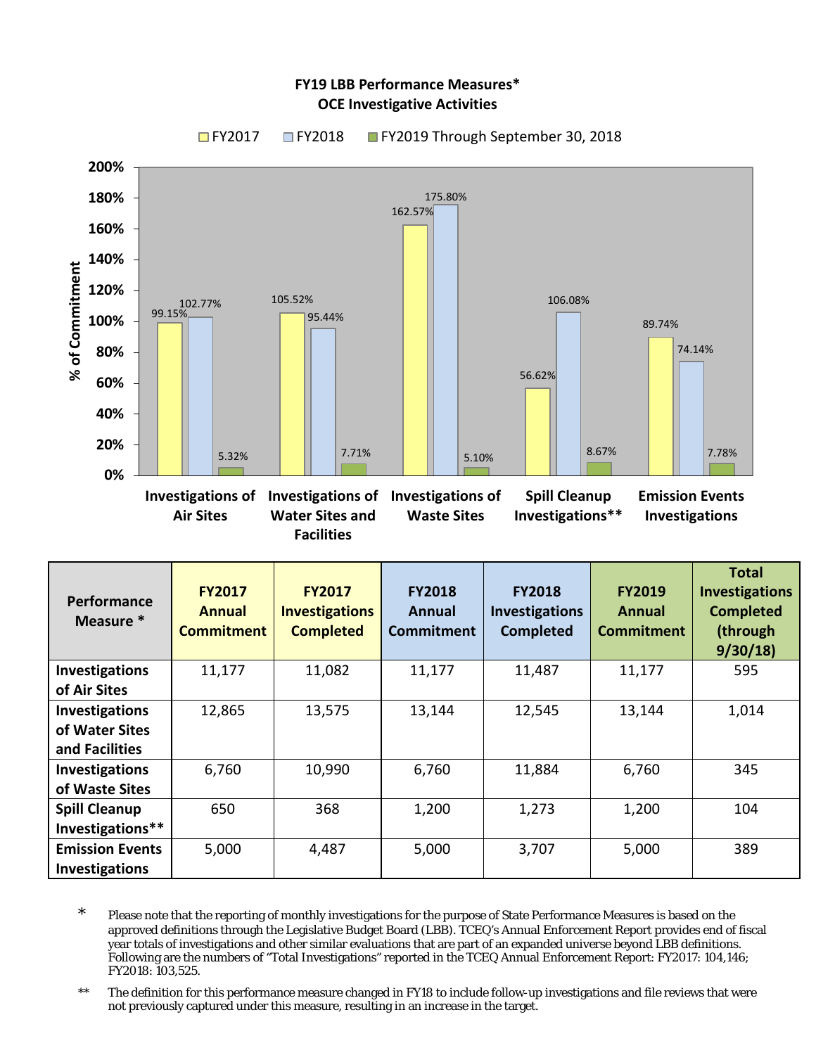**FY19 LBB Performance Measures***
**OCE Investigative Activities**

FY2017 FY2018 FY2019 Through September 30, 2018

% of Commitment

200%
180%
160%
140%
120%
100%
80%
60%
40%
20%
0%

Investigations of Air Sites: 99.15% 102.77% 5.32%

Investigations of Water Sites and Facilities: 105.52% 95.44% 7.71%

Investigations of Waste Sites: 162.57% 175.80% 5.10%

Spill Cleanup Investigations**: 56.62% 106.08% 8.67%

Emission Events Investigations: 89.74% 74.14% 7.78%

| Performance Measure * | FY2017 Annual Commitment | FY2017 Investigations Completed | FY2018 Annual Commitment | FY2018 Investigations Completed | FY2019 Annual Commitment | Total Investigations Completed (through 9/30/18) |
|---|---|---|---|---|---|---|
| Investigations of Air Sites | 11,177 | 11,082 | 11,177 | 11,487 | 11,177 | 595 |
| Investigations of Water Sites and Facilities | 12,865 | 13,575 | 13,144 | 12,545 | 13,144 | 1,014 |
| Investigations of Waste Sites | 6,760 | 10,990 | 6,760 | 11,884 | 6,760 | 345 |
| Spill Cleanup Investigations** | 650 | 368 | 1,200 | 1,273 | 1,200 | 104 |
| Emission Events Investigations | 5,000 | 4,487 | 5,000 | 3,707 | 5,000 | 389 |

\* Please note that the reporting of monthly investigations for the purpose of State Performance Measures is based on the approved definitions through the Legislative Budget Board (LBB). TCEQ's Annual Enforcement Report provides end of fiscal year totals of investigations and other similar evaluations that are part of an expanded universe beyond LBB definitions. Following are the numbers of "Total Investigations" reported in the TCEQ Annual Enforcement Report: FY2017: 104,146; FY2018: 103,525.

** The definition for this performance measure changed in FY18 to include follow-up investigations and file reviews that were not previously captured under this measure, resulting in an increase in the target.